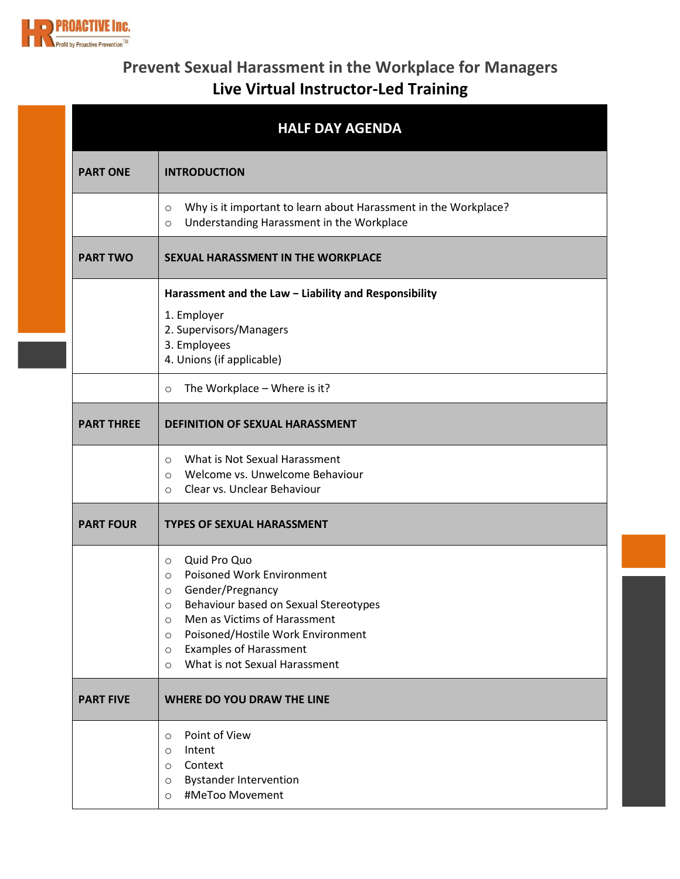HR PROACTIVE Inc.
Profit by Proactive Prevention™

# Prevent Sexual Harassment in the Workplace for Managers

## Live Virtual Instructor-Led Training

| HALF DAY AGENDA | |
|---|---|
| **PART ONE** | **INTRODUCTION** |
| | ○ Why is it important to learn about Harassment in the Workplace?<br>○ Understanding Harassment in the Workplace |
| **PART TWO** | **SEXUAL HARASSMENT IN THE WORKPLACE** |
| | **Harassment and the Law – Liability and Responsibility**<br>1. Employer<br>2. Supervisors/Managers<br>3. Employees<br>4. Unions (if applicable) |
| | ○ The Workplace – Where is it? |
| **PART THREE** | **DEFINITION OF SEXUAL HARASSMENT** |
| | ○ What is Not Sexual Harassment<br>○ Welcome vs. Unwelcome Behaviour<br>○ Clear vs. Unclear Behaviour |
| **PART FOUR** | **TYPES OF SEXUAL HARASSMENT** |
| | ○ Quid Pro Quo<br>○ Poisoned Work Environment<br>○ Gender/Pregnancy<br>○ Behaviour based on Sexual Stereotypes<br>○ Men as Victims of Harassment<br>○ Poisoned/Hostile Work Environment<br>○ Examples of Harassment<br>○ What is not Sexual Harassment |
| **PART FIVE** | **WHERE DO YOU DRAW THE LINE** |
| | ○ Point of View<br>○ Intent<br>○ Context<br>○ Bystander Intervention<br>○ #MeToo Movement |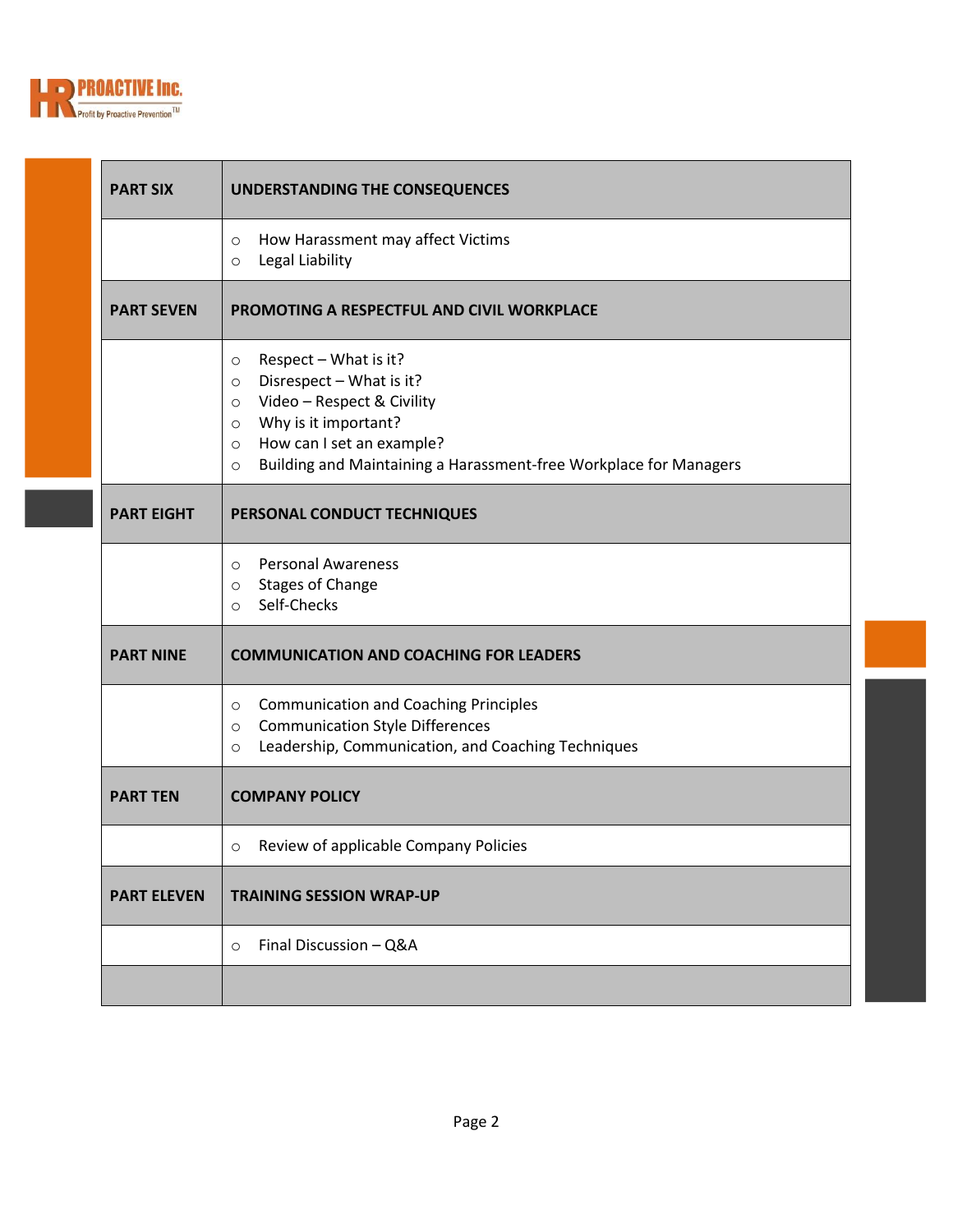| | |
|---|---|
| **PART SIX** | **UNDERSTANDING THE CONSEQUENCES** |
| | ○ How Harassment may affect Victims<br>○ Legal Liability |
| **PART SEVEN** | **PROMOTING A RESPECTFUL AND CIVIL WORKPLACE** |
| | ○ Respect – What is it?<br>○ Disrespect – What is it?<br>○ Video – Respect & Civility<br>○ Why is it important?<br>○ How can I set an example?<br>○ Building and Maintaining a Harassment-free Workplace for Managers |
| **PART EIGHT** | **PERSONAL CONDUCT TECHNIQUES** |
| | ○ Personal Awareness<br>○ Stages of Change<br>○ Self-Checks |
| **PART NINE** | **COMMUNICATION AND COACHING FOR LEADERS** |
| | ○ Communication and Coaching Principles<br>○ Communication Style Differences<br>○ Leadership, Communication, and Coaching Techniques |
| **PART TEN** | **COMPANY POLICY** |
| | ○ Review of applicable Company Policies |
| **PART ELEVEN** | **TRAINING SESSION WRAP-UP** |
| | ○ Final Discussion – Q&A |
| | |